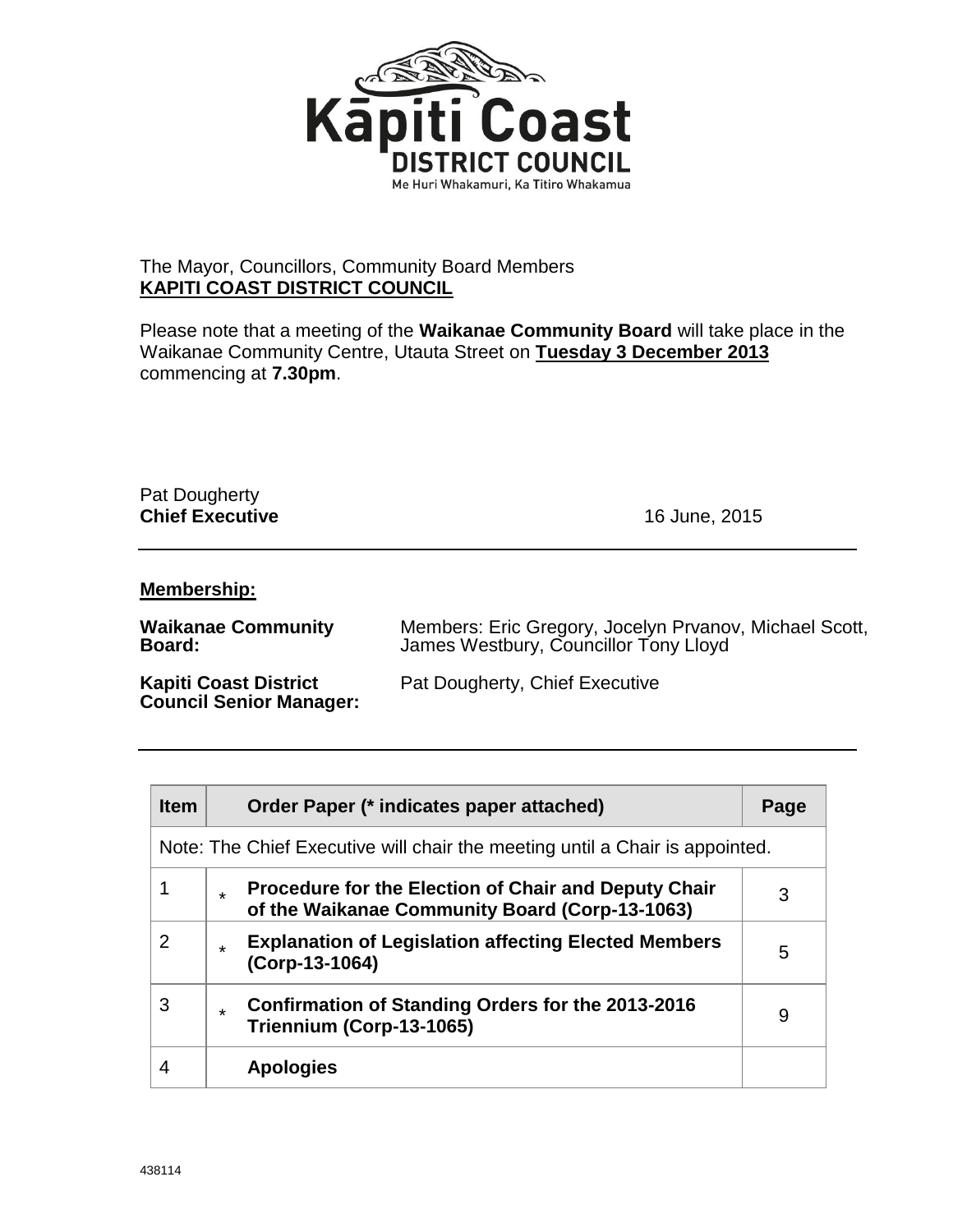The Mayor, Councillors, Community Board Members
**KAPITI COAST DISTRICT COUNCIL**

Please note that a meeting of the **Waikanae Community Board** will take place in the Waikanae Community Centre, Utauta Street on **Tuesday 3 December 2013** commencing at **7.30pm**.

Pat Dougherty
**Chief Executive** 16 June, 2015

---

**Membership:**

| | |
|---|---|
| **Waikanae Community Board:** | Members: Eric Gregory, Jocelyn Prvanov, Michael Scott, James Westbury, Councillor Tony Lloyd |
| **Kapiti Coast District Council Senior Manager:** | Pat Dougherty, Chief Executive |

---

| Item | | Order Paper (* indicates paper attached) | Page |
|---|---|---|---|
| Note: The Chief Executive will chair the meeting until a Chair is appointed. | | | |
| 1 | * | **Procedure for the Election of Chair and Deputy Chair of the Waikanae Community Board (Corp-13-1063)** | 3 |
| 2 | * | **Explanation of Legislation affecting Elected Members (Corp-13-1064)** | 5 |
| 3 | * | **Confirmation of Standing Orders for the 2013-2016 Triennium (Corp-13-1065)** | 9 |
| 4 | | **Apologies** | |

438114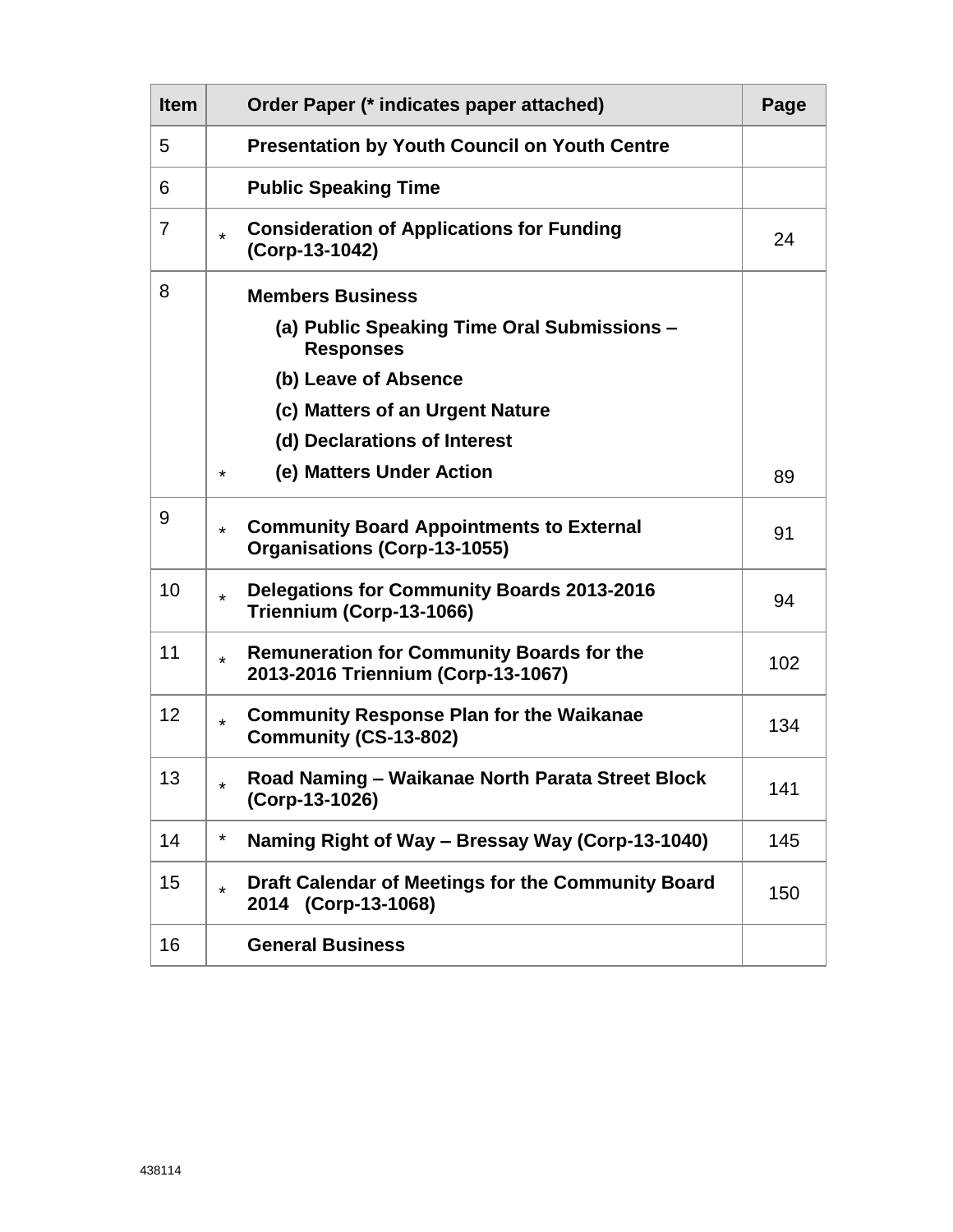| Item | | Order Paper (* indicates paper attached) | Page |
|---|---|---|---|
| 5 | | **Presentation by Youth Council on Youth Centre** | |
| 6 | | **Public Speaking Time** | |
| 7 | * | **Consideration of Applications for Funding (Corp-13-1042)** | 24 |
| 8 | | **Members Business**<br>(a) Public Speaking Time Oral Submissions – Responses<br>(b) Leave of Absence<br>(c) Matters of an Urgent Nature<br>(d) Declarations of Interest | |
| | * | (e) Matters Under Action | 89 |
| 9 | * | **Community Board Appointments to External Organisations (Corp-13-1055)** | 91 |
| 10 | * | **Delegations for Community Boards 2013-2016 Triennium (Corp-13-1066)** | 94 |
| 11 | * | **Remuneration for Community Boards for the 2013-2016 Triennium (Corp-13-1067)** | 102 |
| 12 | * | **Community Response Plan for the Waikanae Community (CS-13-802)** | 134 |
| 13 | * | **Road Naming – Waikanae North Parata Street Block (Corp-13-1026)** | 141 |
| 14 | * | **Naming Right of Way – Bressay Way (Corp-13-1040)** | 145 |
| 15 | * | **Draft Calendar of Meetings for the Community Board 2014 (Corp-13-1068)** | 150 |
| 16 | | **General Business** | |

438114